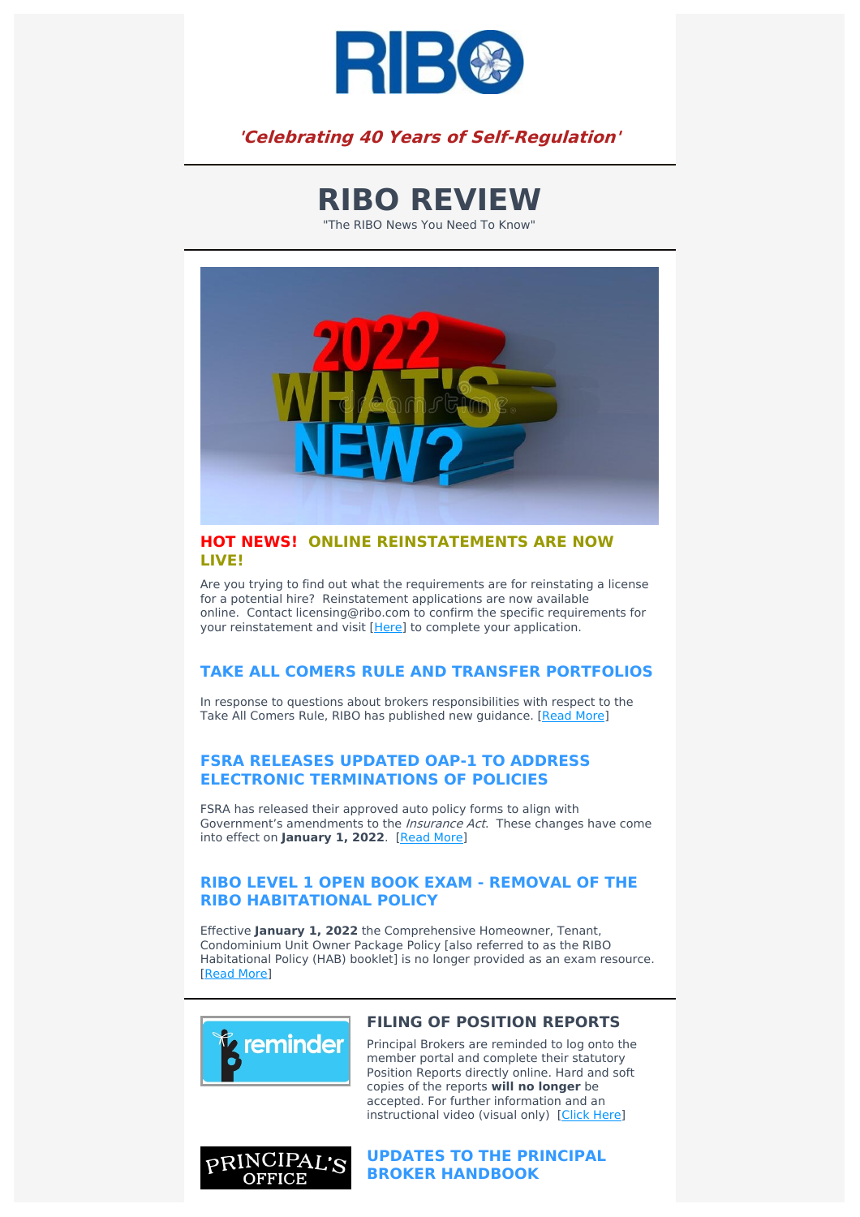*'Celebrating 40 Years of Self-Regulation'*

# RIBO REVIEW

"The RIBO News You Need To Know"

## HOT NEWS! ONLINE REINSTATEMENTS ARE NOW LIVE!

Are you trying to find out what the requirements are for reinstating a license for a potential hire? Reinstatement applications are now available online. Contact licensing@ribo.com to confirm the specific requirements for your reinstatement and visit [Here] to complete your application.

## TAKE ALL COMERS RULE AND TRANSFER PORTFOLIOS

In response to questions about brokers responsibilities with respect to the Take All Comers Rule, RIBO has published new guidance. [Read More]

## FSRA RELEASES UPDATED OAP-1 TO ADDRESS ELECTRONIC TERMINATIONS OF POLICIES

FSRA has released their approved auto policy forms to align with Government's amendments to the *Insurance Act*. These changes have come into effect on **January 1, 2022**. [Read More]

## RIBO LEVEL 1 OPEN BOOK EXAM - REMOVAL OF THE RIBO HABITATIONAL POLICY

Effective **January 1, 2022** the Comprehensive Homeowner, Tenant, Condominium Unit Owner Package Policy [also referred to as the RIBO Habitational Policy (HAB) booklet] is no longer provided as an exam resource. [Read More]

## FILING OF POSITION REPORTS

Principal Brokers are reminded to log onto the member portal and complete their statutory Position Reports directly online. Hard and soft copies of the reports **will no longer** be accepted. For further information and an instructional video (visual only) [Click Here]

## UPDATES TO THE PRINCIPAL BROKER HANDBOOK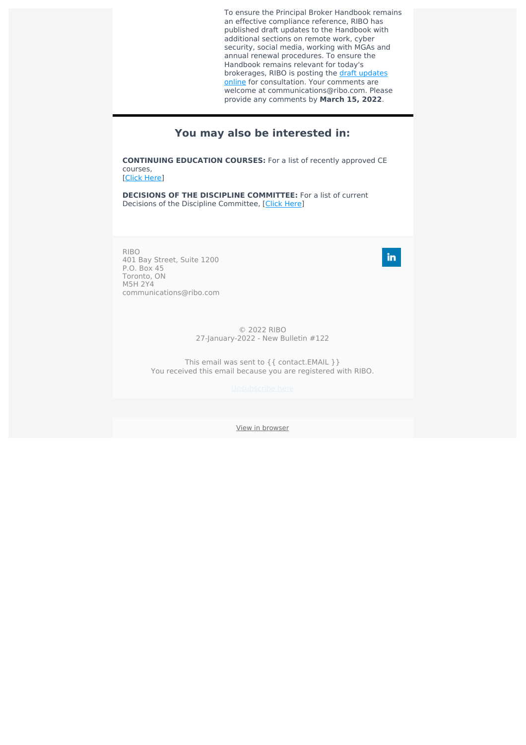To ensure the Principal Broker Handbook remains an effective compliance reference, RIBO has published draft updates to the Handbook with additional sections on remote work, cyber security, social media, working with MGAs and annual renewal procedures. To ensure the Handbook remains relevant for today's brokerages, RIBO is posting the draft updates online for consultation. Your comments are welcome at communications@ribo.com. Please provide any comments by **March 15, 2022**.

## You may also be interested in:

**CONTINUING EDUCATION COURSES:** For a list of recently approved CE courses,
[Click Here]

**DECISIONS OF THE DISCIPLINE COMMITTEE:** For a list of current Decisions of the Discipline Committee, [Click Here]

RIBO
401 Bay Street, Suite 1200
P.O. Box 45
Toronto, ON
M5H 2Y4
communications@ribo.com

© 2022 RIBO
27-January-2022 - New Bulletin #122

This email was sent to {{ contact.EMAIL }}
You received this email because you are registered with RIBO.

Unsubscribe here

View in browser